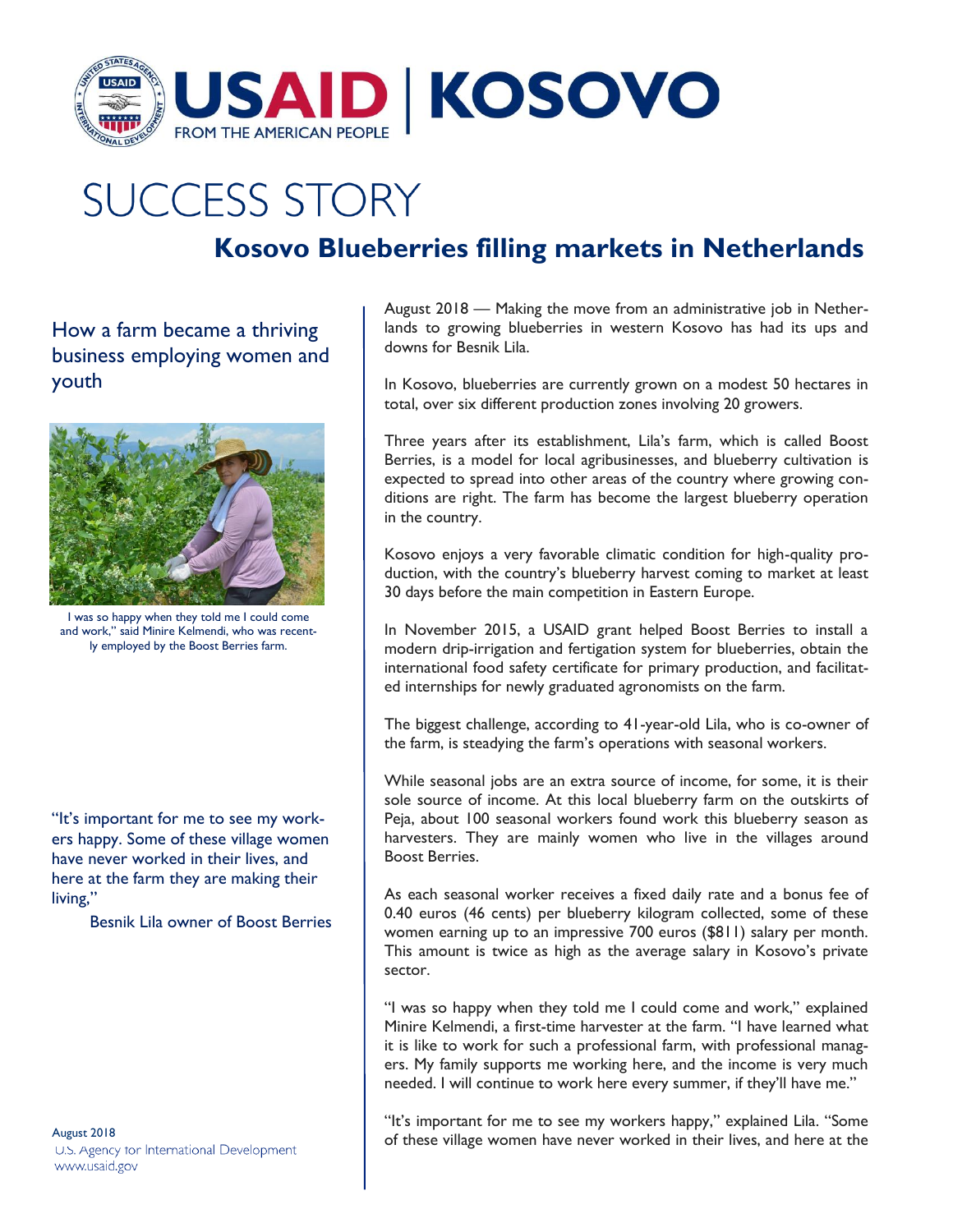# USAID | KOSOVO

FROM THE AMERICAN PEOPLE

# SUCCESS STORY

## Kosovo Blueberries filling markets in Netherlands

### How a farm became a thriving business employing women and youth

I was so happy when they told me I could come and work," said Minire Kelmendi, who was recently employed by the Boost Berries farm.

"It's important for me to see my workers happy. Some of these village women have never worked in their lives, and here at the farm they are making their living,"

Besnik Lila owner of Boost Berries

August 2018 — Making the move from an administrative job in Netherlands to growing blueberries in western Kosovo has had its ups and downs for Besnik Lila.

In Kosovo, blueberries are currently grown on a modest 50 hectares in total, over six different production zones involving 20 growers.

Three years after its establishment, Lila's farm, which is called Boost Berries, is a model for local agribusinesses, and blueberry cultivation is expected to spread into other areas of the country where growing conditions are right. The farm has become the largest blueberry operation in the country.

Kosovo enjoys a very favorable climatic condition for high-quality production, with the country's blueberry harvest coming to market at least 30 days before the main competition in Eastern Europe.

In November 2015, a USAID grant helped Boost Berries to install a modern drip-irrigation and fertigation system for blueberries, obtain the international food safety certificate for primary production, and facilitated internships for newly graduated agronomists on the farm.

The biggest challenge, according to 41-year-old Lila, who is co-owner of the farm, is steadying the farm's operations with seasonal workers.

While seasonal jobs are an extra source of income, for some, it is their sole source of income. At this local blueberry farm on the outskirts of Peja, about 100 seasonal workers found work this blueberry season as harvesters. They are mainly women who live in the villages around Boost Berries.

As each seasonal worker receives a fixed daily rate and a bonus fee of 0.40 euros (46 cents) per blueberry kilogram collected, some of these women earning up to an impressive 700 euros ($811) salary per month. This amount is twice as high as the average salary in Kosovo's private sector.

"I was so happy when they told me I could come and work," explained Minire Kelmendi, a first-time harvester at the farm. "I have learned what it is like to work for such a professional farm, with professional managers. My family supports me working here, and the income is very much needed. I will continue to work here every summer, if they'll have me."

"It's important for me to see my workers happy," explained Lila. "Some of these village women have never worked in their lives, and here at the

August 2018
U.S. Agency for International Development
www.usaid.gov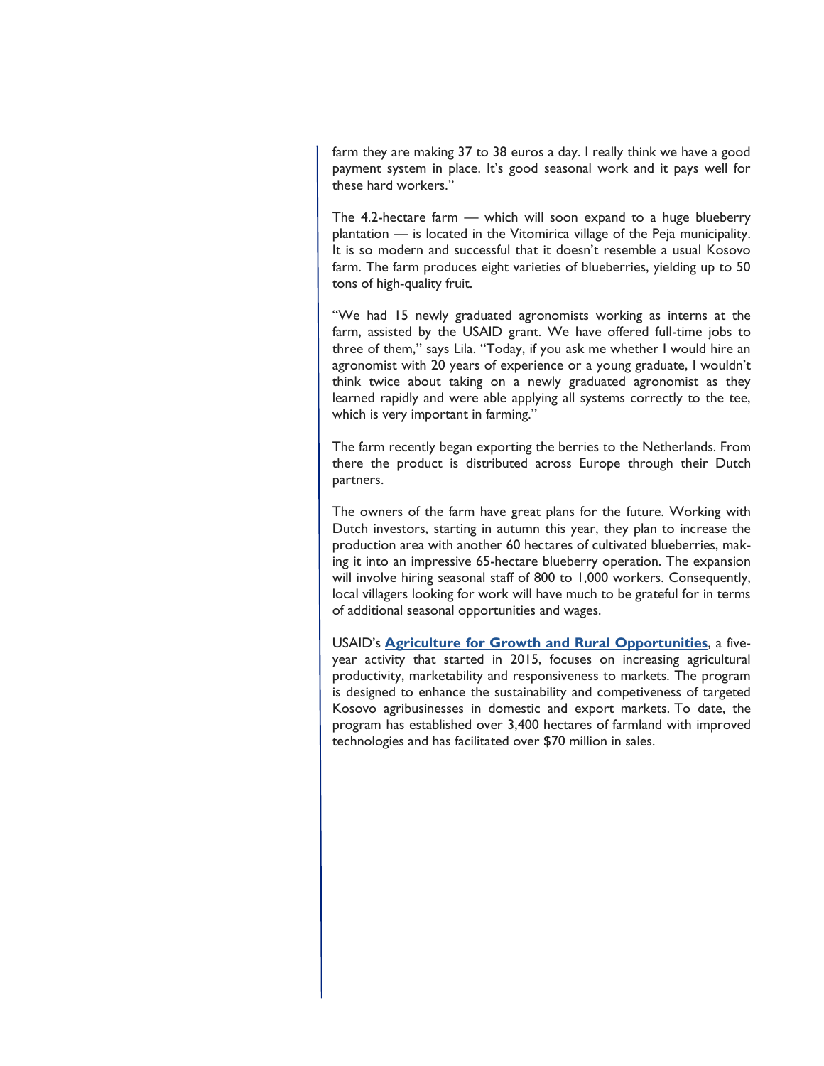farm they are making 37 to 38 euros a day. I really think we have a good payment system in place. It's good seasonal work and it pays well for these hard workers."

The 4.2-hectare farm — which will soon expand to a huge blueberry plantation — is located in the Vitomirica village of the Peja municipality. It is so modern and successful that it doesn't resemble a usual Kosovo farm. The farm produces eight varieties of blueberries, yielding up to 50 tons of high-quality fruit.

"We had 15 newly graduated agronomists working as interns at the farm, assisted by the USAID grant. We have offered full-time jobs to three of them," says Lila. "Today, if you ask me whether I would hire an agronomist with 20 years of experience or a young graduate, I wouldn't think twice about taking on a newly graduated agronomist as they learned rapidly and were able applying all systems correctly to the tee, which is very important in farming."

The farm recently began exporting the berries to the Netherlands. From there the product is distributed across Europe through their Dutch partners.

The owners of the farm have great plans for the future. Working with Dutch investors, starting in autumn this year, they plan to increase the production area with another 60 hectares of cultivated blueberries, making it into an impressive 65-hectare blueberry operation. The expansion will involve hiring seasonal staff of 800 to 1,000 workers. Consequently, local villagers looking for work will have much to be grateful for in terms of additional seasonal opportunities and wages.

USAID's **Agriculture for Growth and Rural Opportunities**, a five-year activity that started in 2015, focuses on increasing agricultural productivity, marketability and responsiveness to markets. The program is designed to enhance the sustainability and competiveness of targeted Kosovo agribusinesses in domestic and export markets. To date, the program has established over 3,400 hectares of farmland with improved technologies and has facilitated over $70 million in sales.